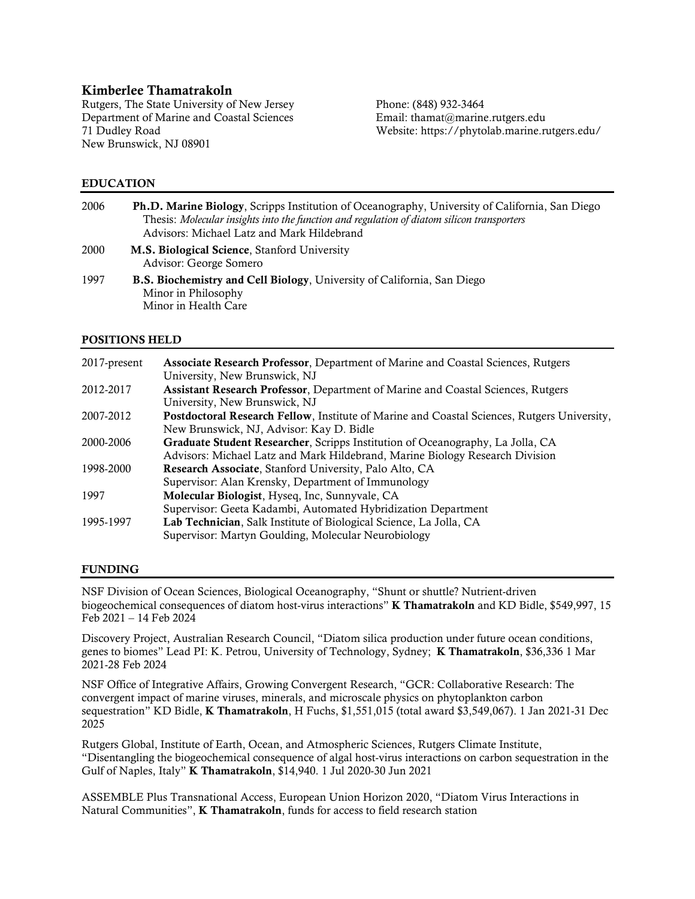# Kimberlee Thamatrakoln

Rutgers, The State University of New Jersey
Department of Marine and Coastal Sciences
71 Dudley Road
New Brunswick, NJ 08901

Phone: (848) 932-3464
Email: thamat@marine.rutgers.edu
Website: https://phytolab.marine.rutgers.edu/

## EDUCATION

2006 **Ph.D. Marine Biology**, Scripps Institution of Oceanography, University of California, San Diego
Thesis: *Molecular insights into the function and regulation of diatom silicon transporters*
Advisors: Michael Latz and Mark Hildebrand

2000 **M.S. Biological Science**, Stanford University
Advisor: George Somero

1997 **B.S. Biochemistry and Cell Biology**, University of California, San Diego
Minor in Philosophy
Minor in Health Care

## POSITIONS HELD

| | |
|---|---|
| 2017-present | **Associate Research Professor**, Department of Marine and Coastal Sciences, Rutgers University, New Brunswick, NJ |
| 2012-2017 | **Assistant Research Professor**, Department of Marine and Coastal Sciences, Rutgers University, New Brunswick, NJ |
| 2007-2012 | **Postdoctoral Research Fellow**, Institute of Marine and Coastal Sciences, Rutgers University, New Brunswick, NJ, Advisor: Kay D. Bidle |
| 2000-2006 | **Graduate Student Researcher**, Scripps Institution of Oceanography, La Jolla, CA Advisors: Michael Latz and Mark Hildebrand, Marine Biology Research Division |
| 1998-2000 | **Research Associate**, Stanford University, Palo Alto, CA Supervisor: Alan Krensky, Department of Immunology |
| 1997 | **Molecular Biologist**, Hyseq, Inc, Sunnyvale, CA Supervisor: Geeta Kadambi, Automated Hybridization Department |
| 1995-1997 | **Lab Technician**, Salk Institute of Biological Science, La Jolla, CA Supervisor: Martyn Goulding, Molecular Neurobiology |

## FUNDING

NSF Division of Ocean Sciences, Biological Oceanography, "Shunt or shuttle? Nutrient-driven biogeochemical consequences of diatom host-virus interactions" **K Thamatrakoln** and KD Bidle, $549,997, 15 Feb 2021 – 14 Feb 2024

Discovery Project, Australian Research Council, "Diatom silica production under future ocean conditions, genes to biomes" Lead PI: K. Petrou, University of Technology, Sydney; **K Thamatrakoln**, $36,336 1 Mar 2021-28 Feb 2024

NSF Office of Integrative Affairs, Growing Convergent Research, "GCR: Collaborative Research: The convergent impact of marine viruses, minerals, and microscale physics on phytoplankton carbon sequestration" KD Bidle, **K Thamatrakoln**, H Fuchs, $1,551,015 (total award $3,549,067). 1 Jan 2021-31 Dec 2025

Rutgers Global, Institute of Earth, Ocean, and Atmospheric Sciences, Rutgers Climate Institute, "Disentangling the biogeochemical consequence of algal host-virus interactions on carbon sequestration in the Gulf of Naples, Italy" **K Thamatrakoln**, $14,940. 1 Jul 2020-30 Jun 2021

ASSEMBLE Plus Transnational Access, European Union Horizon 2020, "Diatom Virus Interactions in Natural Communities", **K Thamatrakoln**, funds for access to field research station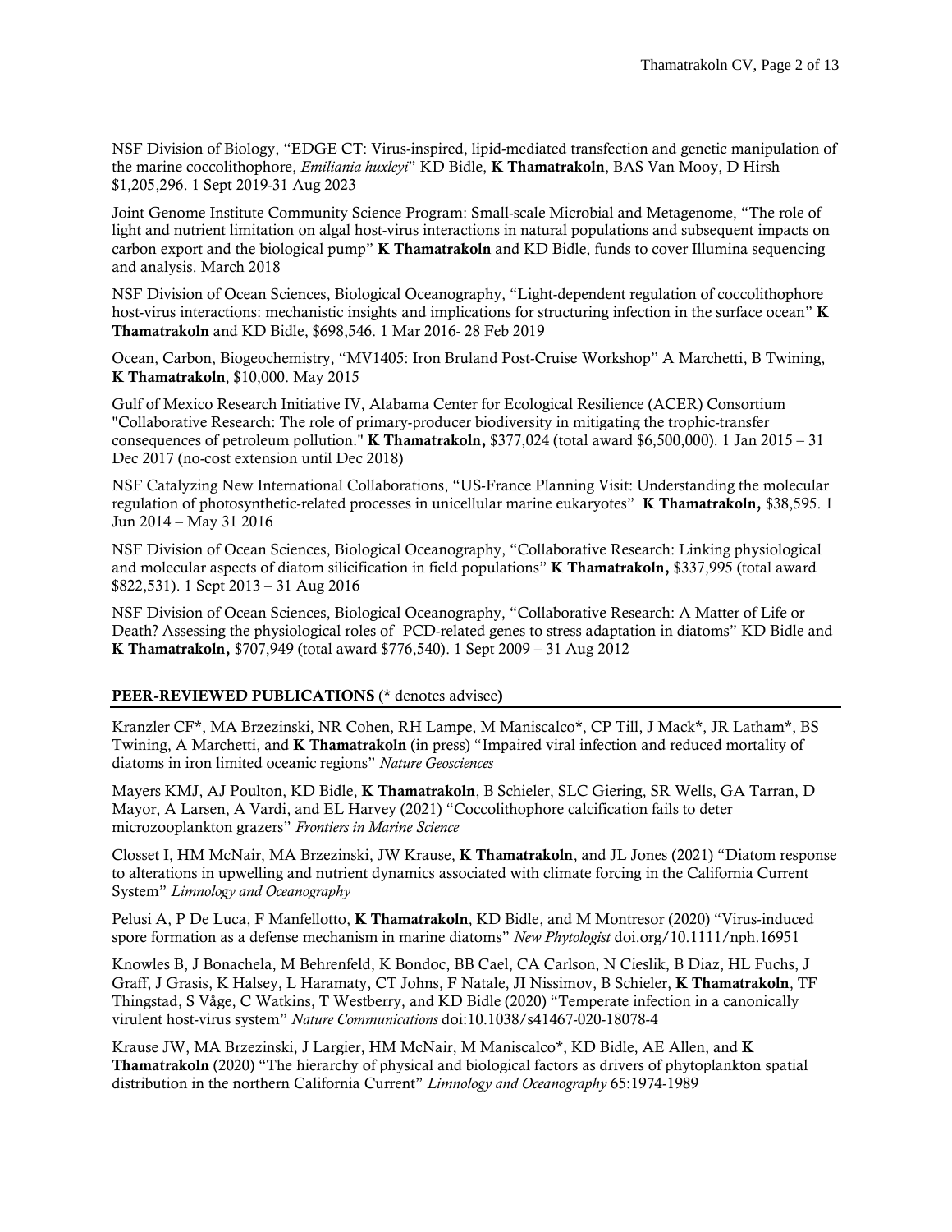NSF Division of Biology, "EDGE CT: Virus-inspired, lipid-mediated transfection and genetic manipulation of the marine coccolithophore, *Emiliania huxleyi*" KD Bidle, **K Thamatrakoln**, BAS Van Mooy, D Hirsh $1,205,296. 1 Sept 2019-31 Aug 2023

Joint Genome Institute Community Science Program: Small-scale Microbial and Metagenome, "The role of light and nutrient limitation on algal host-virus interactions in natural populations and subsequent impacts on carbon export and the biological pump" **K Thamatrakoln** and KD Bidle, funds to cover Illumina sequencing and analysis. March 2018

NSF Division of Ocean Sciences, Biological Oceanography, "Light-dependent regulation of coccolithophore host-virus interactions: mechanistic insights and implications for structuring infection in the surface ocean" **K Thamatrakoln** and KD Bidle, $698,546. 1 Mar 2016- 28 Feb 2019

Ocean, Carbon, Biogeochemistry, "MV1405: Iron Bruland Post-Cruise Workshop" A Marchetti, B Twining, **K Thamatrakoln**, $10,000. May 2015

Gulf of Mexico Research Initiative IV, Alabama Center for Ecological Resilience (ACER) Consortium "Collaborative Research: The role of primary-producer biodiversity in mitigating the trophic-transfer consequences of petroleum pollution." **K Thamatrakoln,** $377,024 (total award $6,500,000). 1 Jan 2015 – 31 Dec 2017 (no-cost extension until Dec 2018)

NSF Catalyzing New International Collaborations, "US-France Planning Visit: Understanding the molecular regulation of photosynthetic-related processes in unicellular marine eukaryotes" **K Thamatrakoln,** $38,595. 1 Jun 2014 – May 31 2016

NSF Division of Ocean Sciences, Biological Oceanography, "Collaborative Research: Linking physiological and molecular aspects of diatom silicification in field populations" **K Thamatrakoln,** $337,995 (total award $822,531). 1 Sept 2013 – 31 Aug 2016

NSF Division of Ocean Sciences, Biological Oceanography, "Collaborative Research: A Matter of Life or Death? Assessing the physiological roles of PCD-related genes to stress adaptation in diatoms" KD Bidle and **K Thamatrakoln,** $707,949 (total award $776,540). 1 Sept 2009 – 31 Aug 2012

## PEER-REVIEWED PUBLICATIONS (* denotes advisee)

Kranzler CF*, MA Brzezinski, NR Cohen, RH Lampe, M Maniscalco*, CP Till, J Mack*, JR Latham*, BS Twining, A Marchetti, and **K Thamatrakoln** (in press) "Impaired viral infection and reduced mortality of diatoms in iron limited oceanic regions" *Nature Geosciences*

Mayers KMJ, AJ Poulton, KD Bidle, **K Thamatrakoln**, B Schieler, SLC Giering, SR Wells, GA Tarran, D Mayor, A Larsen, A Vardi, and EL Harvey (2021) "Coccolithophore calcification fails to deter microzooplankton grazers" *Frontiers in Marine Science*

Closset I, HM McNair, MA Brzezinski, JW Krause, **K Thamatrakoln**, and JL Jones (2021) "Diatom response to alterations in upwelling and nutrient dynamics associated with climate forcing in the California Current System" *Limnology and Oceanography*

Pelusi A, P De Luca, F Manfellotto, **K Thamatrakoln**, KD Bidle, and M Montresor (2020) "Virus-induced spore formation as a defense mechanism in marine diatoms" *New Phytologist* doi.org/10.1111/nph.16951

Knowles B, J Bonachela, M Behrenfeld, K Bondoc, BB Cael, CA Carlson, N Cieslik, B Diaz, HL Fuchs, J Graff, J Grasis, K Halsey, L Haramaty, CT Johns, F Natale, JI Nissimov, B Schieler, **K Thamatrakoln**, TF Thingstad, S Våge, C Watkins, T Westberry, and KD Bidle (2020) "Temperate infection in a canonically virulent host-virus system" *Nature Communications* doi:10.1038/s41467-020-18078-4

Krause JW, MA Brzezinski, J Largier, HM McNair, M Maniscalco*, KD Bidle, AE Allen, and **K Thamatrakoln** (2020) "The hierarchy of physical and biological factors as drivers of phytoplankton spatial distribution in the northern California Current" *Limnology and Oceanography* 65:1974-1989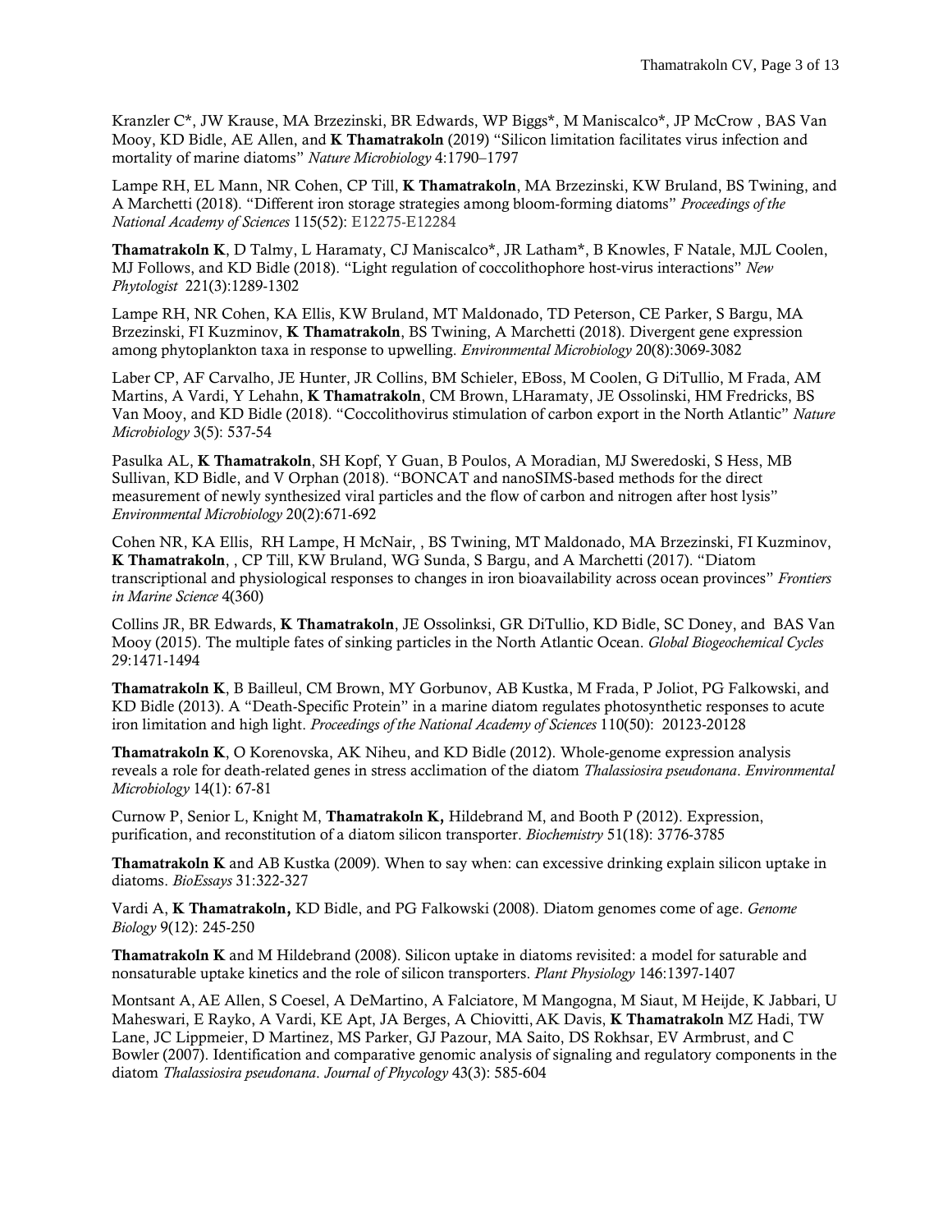Kranzler C*, JW Krause, MA Brzezinski, BR Edwards, WP Biggs*, M Maniscalco*, JP McCrow , BAS Van Mooy, KD Bidle, AE Allen, and **K Thamatrakoln** (2019) "Silicon limitation facilitates virus infection and mortality of marine diatoms" *Nature Microbiology* 4:1790–1797

Lampe RH, EL Mann, NR Cohen, CP Till, **K Thamatrakoln**, MA Brzezinski, KW Bruland, BS Twining, and A Marchetti (2018). "Different iron storage strategies among bloom-forming diatoms" *Proceedings of the National Academy of Sciences* 115(52): E12275-E12284

**Thamatrakoln K**, D Talmy, L Haramaty, CJ Maniscalco*, JR Latham*, B Knowles, F Natale, MJL Coolen, MJ Follows, and KD Bidle (2018). "Light regulation of coccolithophore host-virus interactions" *New Phytologist* 221(3):1289-1302

Lampe RH, NR Cohen, KA Ellis, KW Bruland, MT Maldonado, TD Peterson, CE Parker, S Bargu, MA Brzezinski, FI Kuzminov, **K Thamatrakoln**, BS Twining, A Marchetti (2018). Divergent gene expression among phytoplankton taxa in response to upwelling. *Environmental Microbiology* 20(8):3069-3082

Laber CP, AF Carvalho, JE Hunter, JR Collins, BM Schieler, EBoss, M Coolen, G DiTullio, M Frada, AM Martins, A Vardi, Y Lehahn, **K Thamatrakoln**, CM Brown, LHaramaty, JE Ossolinski, HM Fredricks, BS Van Mooy, and KD Bidle (2018). "Coccolithovirus stimulation of carbon export in the North Atlantic" *Nature Microbiology* 3(5): 537-54

Pasulka AL, **K Thamatrakoln**, SH Kopf, Y Guan, B Poulos, A Moradian, MJ Sweredoski, S Hess, MB Sullivan, KD Bidle, and V Orphan (2018). "BONCAT and nanoSIMS-based methods for the direct measurement of newly synthesized viral particles and the flow of carbon and nitrogen after host lysis" *Environmental Microbiology* 20(2):671-692

Cohen NR, KA Ellis, RH Lampe, H McNair, , BS Twining, MT Maldonado, MA Brzezinski, FI Kuzminov, **K Thamatrakoln**, , CP Till, KW Bruland, WG Sunda, S Bargu, and A Marchetti (2017). "Diatom transcriptional and physiological responses to changes in iron bioavailability across ocean provinces" *Frontiers in Marine Science* 4(360)

Collins JR, BR Edwards, **K Thamatrakoln**, JE Ossolinksi, GR DiTullio, KD Bidle, SC Doney, and BAS Van Mooy (2015). The multiple fates of sinking particles in the North Atlantic Ocean. *Global Biogeochemical Cycles* 29:1471-1494

**Thamatrakoln K**, B Bailleul, CM Brown, MY Gorbunov, AB Kustka, M Frada, P Joliot, PG Falkowski, and KD Bidle (2013). A "Death-Specific Protein" in a marine diatom regulates photosynthetic responses to acute iron limitation and high light. *Proceedings of the National Academy of Sciences* 110(50): 20123-20128

**Thamatrakoln K**, O Korenovska, AK Niheu, and KD Bidle (2012). Whole-genome expression analysis reveals a role for death-related genes in stress acclimation of the diatom *Thalassiosira pseudonana*. *Environmental Microbiology* 14(1): 67-81

Curnow P, Senior L, Knight M, **Thamatrakoln K,** Hildebrand M, and Booth P (2012). Expression, purification, and reconstitution of a diatom silicon transporter. *Biochemistry* 51(18): 3776-3785

**Thamatrakoln K** and AB Kustka (2009). When to say when: can excessive drinking explain silicon uptake in diatoms. *BioEssays* 31:322-327

Vardi A, **K Thamatrakoln,** KD Bidle, and PG Falkowski (2008). Diatom genomes come of age. *Genome Biology* 9(12): 245-250

**Thamatrakoln K** and M Hildebrand (2008). Silicon uptake in diatoms revisited: a model for saturable and nonsaturable uptake kinetics and the role of silicon transporters. *Plant Physiology* 146:1397-1407

Montsant A, AE Allen, S Coesel, A DeMartino, A Falciatore, M Mangogna, M Siaut, M Heijde, K Jabbari, U Maheswari, E Rayko, A Vardi, KE Apt, JA Berges, A Chiovitti, AK Davis, **K Thamatrakoln** MZ Hadi, TW Lane, JC Lippmeier, D Martinez, MS Parker, GJ Pazour, MA Saito, DS Rokhsar, EV Armbrust, and C Bowler (2007). Identification and comparative genomic analysis of signaling and regulatory components in the diatom *Thalassiosira pseudonana*. *Journal of Phycology* 43(3): 585-604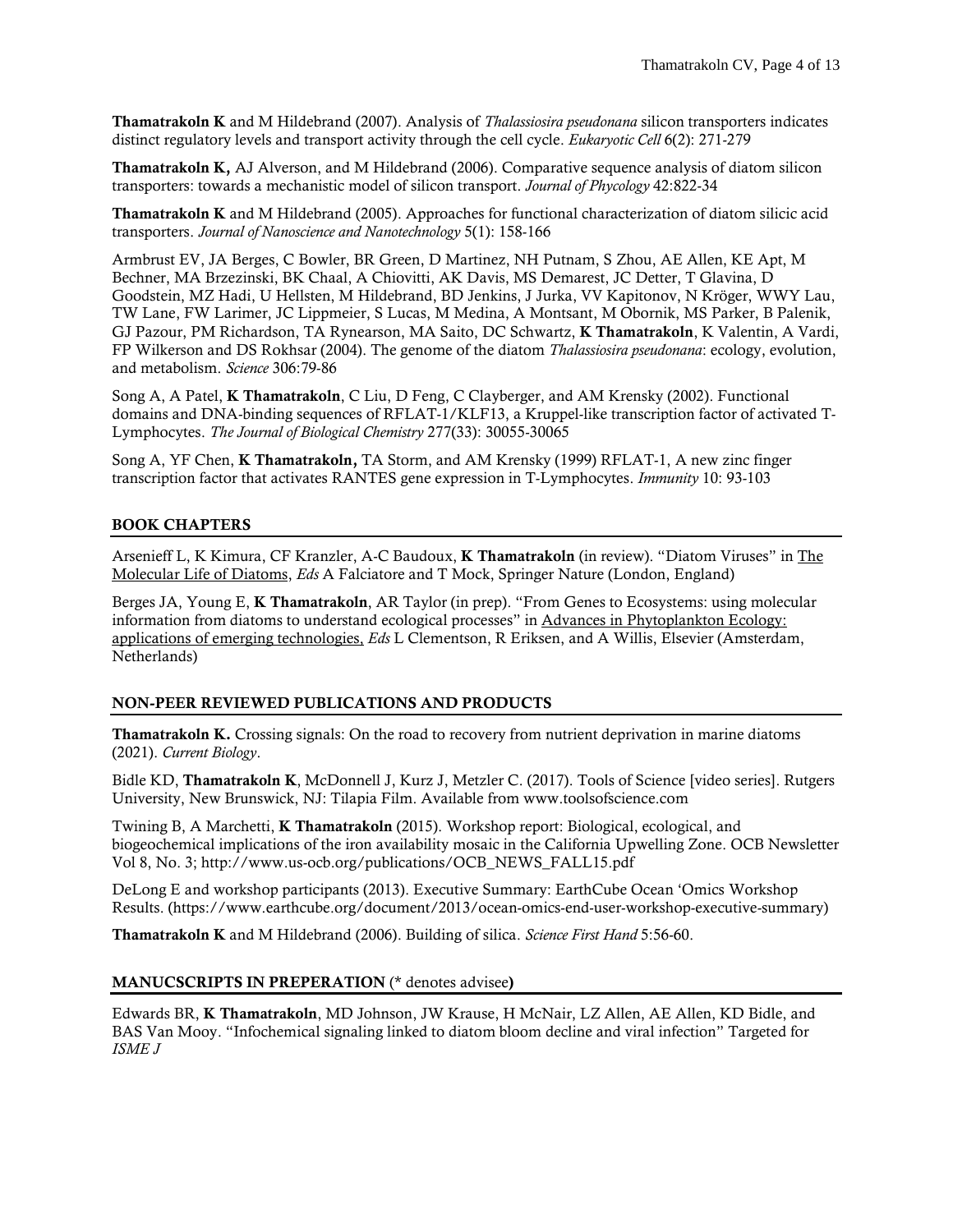**Thamatrakoln K** and M Hildebrand (2007). Analysis of *Thalassiosira pseudonana* silicon transporters indicates distinct regulatory levels and transport activity through the cell cycle. *Eukaryotic Cell* 6(2): 271-279

**Thamatrakoln K,** AJ Alverson, and M Hildebrand (2006). Comparative sequence analysis of diatom silicon transporters: towards a mechanistic model of silicon transport. *Journal of Phycology* 42:822-34

**Thamatrakoln K** and M Hildebrand (2005). Approaches for functional characterization of diatom silicic acid transporters. *Journal of Nanoscience and Nanotechnology* 5(1): 158-166

Armbrust EV, JA Berges, C Bowler, BR Green, D Martinez, NH Putnam, S Zhou, AE Allen, KE Apt, M Bechner, MA Brzezinski, BK Chaal, A Chiovitti, AK Davis, MS Demarest, JC Detter, T Glavina, D Goodstein, MZ Hadi, U Hellsten, M Hildebrand, BD Jenkins, J Jurka, VV Kapitonov, N Kröger, WWY Lau, TW Lane, FW Larimer, JC Lippmeier, S Lucas, M Medina, A Montsant, M Obornik, MS Parker, B Palenik, GJ Pazour, PM Richardson, TA Rynearson, MA Saito, DC Schwartz, **K Thamatrakoln**, K Valentin, A Vardi, FP Wilkerson and DS Rokhsar (2004). The genome of the diatom *Thalassiosira pseudonana*: ecology, evolution, and metabolism. *Science* 306:79-86

Song A, A Patel, **K Thamatrakoln**, C Liu, D Feng, C Clayberger, and AM Krensky (2002). Functional domains and DNA-binding sequences of RFLAT-1/KLF13, a Kruppel-like transcription factor of activated T-Lymphocytes. *The Journal of Biological Chemistry* 277(33): 30055-30065

Song A, YF Chen, **K Thamatrakoln,** TA Storm, and AM Krensky (1999) RFLAT-1, A new zinc finger transcription factor that activates RANTES gene expression in T-Lymphocytes. *Immunity* 10: 93-103

## BOOK CHAPTERS

Arsenieff L, K Kimura, CF Kranzler, A-C Baudoux, **K Thamatrakoln** (in review). "Diatom Viruses" in The Molecular Life of Diatoms, *Eds* A Falciatore and T Mock, Springer Nature (London, England)

Berges JA, Young E, **K Thamatrakoln**, AR Taylor (in prep). "From Genes to Ecosystems: using molecular information from diatoms to understand ecological processes" in Advances in Phytoplankton Ecology: applications of emerging technologies, *Eds* L Clementson, R Eriksen, and A Willis, Elsevier (Amsterdam, Netherlands)

## NON-PEER REVIEWED PUBLICATIONS AND PRODUCTS

**Thamatrakoln K.** Crossing signals: On the road to recovery from nutrient deprivation in marine diatoms (2021). *Current Biology*.

Bidle KD, **Thamatrakoln K**, McDonnell J, Kurz J, Metzler C. (2017). Tools of Science [video series]. Rutgers University, New Brunswick, NJ: Tilapia Film. Available from www.toolsofscience.com

Twining B, A Marchetti, **K Thamatrakoln** (2015). Workshop report: Biological, ecological, and biogeochemical implications of the iron availability mosaic in the California Upwelling Zone. OCB Newsletter Vol 8, No. 3; http://www.us-ocb.org/publications/OCB_NEWS_FALL15.pdf

DeLong E and workshop participants (2013). Executive Summary: EarthCube Ocean 'Omics Workshop Results. (https://www.earthcube.org/document/2013/ocean-omics-end-user-workshop-executive-summary)

**Thamatrakoln K** and M Hildebrand (2006). Building of silica. *Science First Hand* 5:56-60.

## MANUCSCRIPTS IN PREPERATION (* denotes advisee)

Edwards BR, **K Thamatrakoln**, MD Johnson, JW Krause, H McNair, LZ Allen, AE Allen, KD Bidle, and BAS Van Mooy. "Infochemical signaling linked to diatom bloom decline and viral infection" Targeted for *ISME J*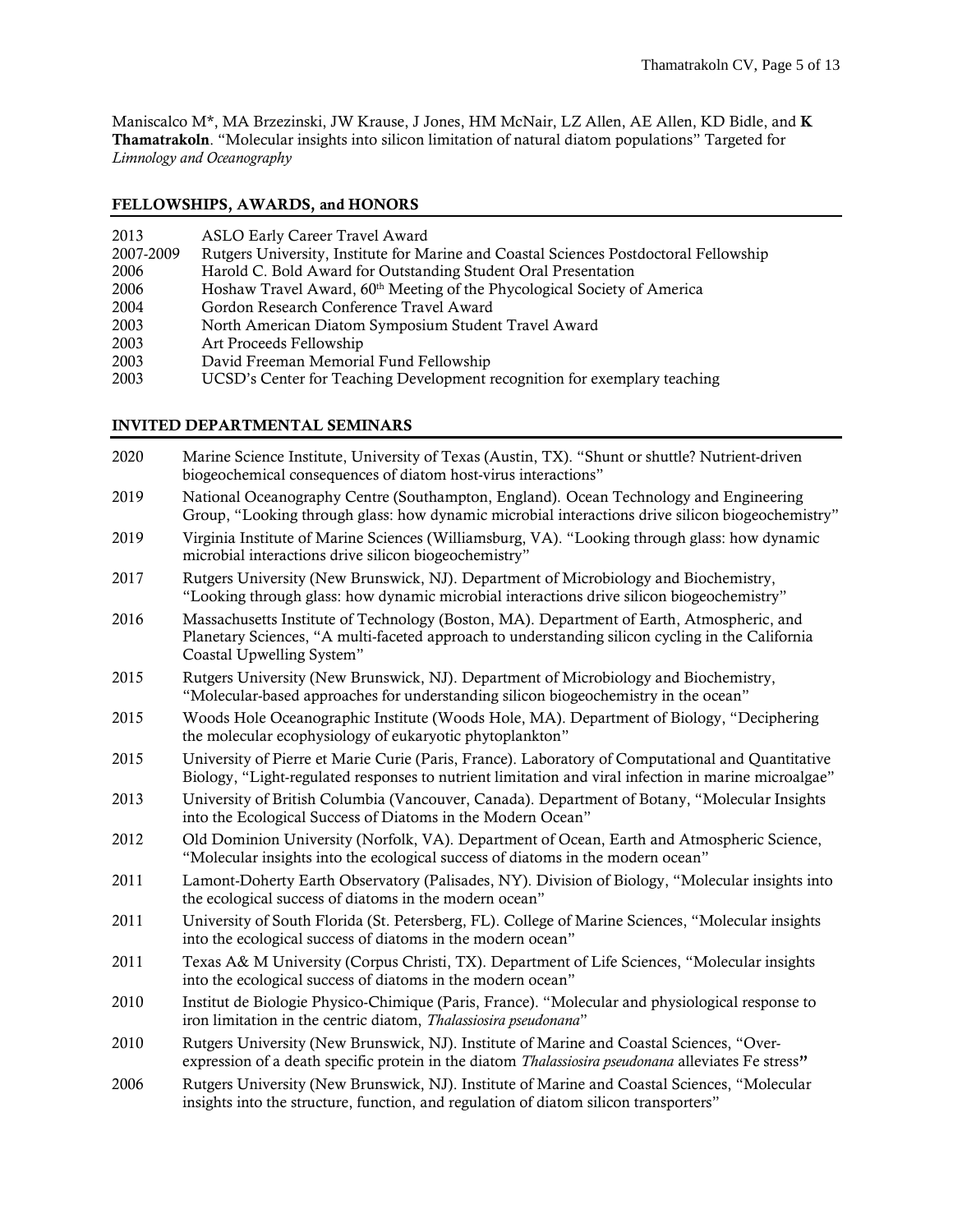Maniscalco M*, MA Brzezinski, JW Krause, J Jones, HM McNair, LZ Allen, AE Allen, KD Bidle, and **K Thamatrakoln**. "Molecular insights into silicon limitation of natural diatom populations" Targeted for *Limnology and Oceanography*

## FELLOWSHIPS, AWARDS, and HONORS

| | |
|---|---|
| 2013 | ASLO Early Career Travel Award |
| 2007-2009 | Rutgers University, Institute for Marine and Coastal Sciences Postdoctoral Fellowship |
| 2006 | Harold C. Bold Award for Outstanding Student Oral Presentation |
| 2006 | Hoshaw Travel Award, 60th Meeting of the Phycological Society of America |
| 2004 | Gordon Research Conference Travel Award |
| 2003 | North American Diatom Symposium Student Travel Award |
| 2003 | Art Proceeds Fellowship |
| 2003 | David Freeman Memorial Fund Fellowship |
| 2003 | UCSD's Center for Teaching Development recognition for exemplary teaching |

## INVITED DEPARTMENTAL SEMINARS

| | |
|---|---|
| 2020 | Marine Science Institute, University of Texas (Austin, TX). "Shunt or shuttle? Nutrient-driven biogeochemical consequences of diatom host-virus interactions" |
| 2019 | National Oceanography Centre (Southampton, England). Ocean Technology and Engineering Group, "Looking through glass: how dynamic microbial interactions drive silicon biogeochemistry" |
| 2019 | Virginia Institute of Marine Sciences (Williamsburg, VA). "Looking through glass: how dynamic microbial interactions drive silicon biogeochemistry" |
| 2017 | Rutgers University (New Brunswick, NJ). Department of Microbiology and Biochemistry, "Looking through glass: how dynamic microbial interactions drive silicon biogeochemistry" |
| 2016 | Massachusetts Institute of Technology (Boston, MA). Department of Earth, Atmospheric, and Planetary Sciences, "A multi-faceted approach to understanding silicon cycling in the California Coastal Upwelling System" |
| 2015 | Rutgers University (New Brunswick, NJ). Department of Microbiology and Biochemistry, "Molecular-based approaches for understanding silicon biogeochemistry in the ocean" |
| 2015 | Woods Hole Oceanographic Institute (Woods Hole, MA). Department of Biology, "Deciphering the molecular ecophysiology of eukaryotic phytoplankton" |
| 2015 | University of Pierre et Marie Curie (Paris, France). Laboratory of Computational and Quantitative Biology, "Light-regulated responses to nutrient limitation and viral infection in marine microalgae" |
| 2013 | University of British Columbia (Vancouver, Canada). Department of Botany, "Molecular Insights into the Ecological Success of Diatoms in the Modern Ocean" |
| 2012 | Old Dominion University (Norfolk, VA). Department of Ocean, Earth and Atmospheric Science, "Molecular insights into the ecological success of diatoms in the modern ocean" |
| 2011 | Lamont-Doherty Earth Observatory (Palisades, NY). Division of Biology, "Molecular insights into the ecological success of diatoms in the modern ocean" |
| 2011 | University of South Florida (St. Petersberg, FL). College of Marine Sciences, "Molecular insights into the ecological success of diatoms in the modern ocean" |
| 2011 | Texas A& M University (Corpus Christi, TX). Department of Life Sciences, "Molecular insights into the ecological success of diatoms in the modern ocean" |
| 2010 | Institut de Biologie Physico-Chimique (Paris, France). "Molecular and physiological response to iron limitation in the centric diatom, *Thalassiosira pseudonana*" |
| 2010 | Rutgers University (New Brunswick, NJ). Institute of Marine and Coastal Sciences, "Over-expression of a death specific protein in the diatom *Thalassiosira pseudonana* alleviates Fe stress**"** |
| 2006 | Rutgers University (New Brunswick, NJ). Institute of Marine and Coastal Sciences, "Molecular insights into the structure, function, and regulation of diatom silicon transporters" |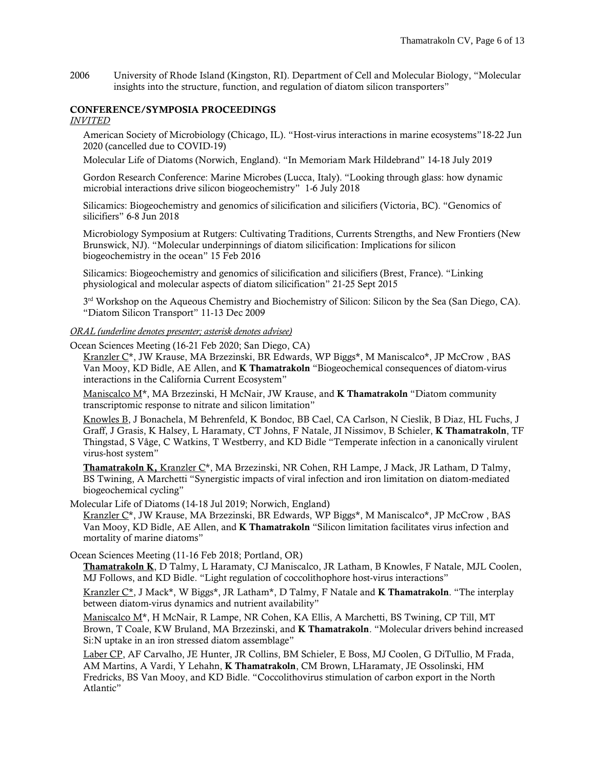2006 University of Rhode Island (Kingston, RI). Department of Cell and Molecular Biology, "Molecular insights into the structure, function, and regulation of diatom silicon transporters"

## CONFERENCE/SYMPOSIA PROCEEDINGS

*INVITED*

American Society of Microbiology (Chicago, IL). "Host-virus interactions in marine ecosystems"18-22 Jun 2020 (cancelled due to COVID-19)

Molecular Life of Diatoms (Norwich, England). "In Memoriam Mark Hildebrand" 14-18 July 2019

Gordon Research Conference: Marine Microbes (Lucca, Italy). "Looking through glass: how dynamic microbial interactions drive silicon biogeochemistry" 1-6 July 2018

Silicamics: Biogeochemistry and genomics of silicification and silicifiers (Victoria, BC). "Genomics of silicifiers" 6-8 Jun 2018

Microbiology Symposium at Rutgers: Cultivating Traditions, Currents Strengths, and New Frontiers (New Brunswick, NJ). "Molecular underpinnings of diatom silicification: Implications for silicon biogeochemistry in the ocean" 15 Feb 2016

Silicamics: Biogeochemistry and genomics of silicification and silicifiers (Brest, France). "Linking physiological and molecular aspects of diatom silicification" 21-25 Sept 2015

3rd Workshop on the Aqueous Chemistry and Biochemistry of Silicon: Silicon by the Sea (San Diego, CA). "Diatom Silicon Transport" 11-13 Dec 2009

*ORAL (underline denotes presenter; asterisk denotes advisee)*

Ocean Sciences Meeting (16-21 Feb 2020; San Diego, CA)

Kranzler C*, JW Krause, MA Brzezinski, BR Edwards, WP Biggs*, M Maniscalco*, JP McCrow , BAS Van Mooy, KD Bidle, AE Allen, and **K Thamatrakoln** "Biogeochemical consequences of diatom-virus interactions in the California Current Ecosystem"

Maniscalco M*, MA Brzezinski, H McNair, JW Krause, and **K Thamatrakoln** "Diatom community transcriptomic response to nitrate and silicon limitation"

Knowles B, J Bonachela, M Behrenfeld, K Bondoc, BB Cael, CA Carlson, N Cieslik, B Diaz, HL Fuchs, J Graff, J Grasis, K Halsey, L Haramaty, CT Johns, F Natale, JI Nissimov, B Schieler, **K Thamatrakoln**, TF Thingstad, S Våge, C Watkins, T Westberry, and KD Bidle "Temperate infection in a canonically virulent virus-host system"

**Thamatrakoln K,** Kranzler C*, MA Brzezinski, NR Cohen, RH Lampe, J Mack, JR Latham, D Talmy, BS Twining, A Marchetti "Synergistic impacts of viral infection and iron limitation on diatom-mediated biogeochemical cycling"

Molecular Life of Diatoms (14-18 Jul 2019; Norwich, England)

Kranzler C*, JW Krause, MA Brzezinski, BR Edwards, WP Biggs*, M Maniscalco*, JP McCrow , BAS Van Mooy, KD Bidle, AE Allen, and **K Thamatrakoln** "Silicon limitation facilitates virus infection and mortality of marine diatoms"

Ocean Sciences Meeting (11-16 Feb 2018; Portland, OR)

**Thamatrakoln K**, D Talmy, L Haramaty, CJ Maniscalco, JR Latham, B Knowles, F Natale, MJL Coolen, MJ Follows, and KD Bidle. "Light regulation of coccolithophore host-virus interactions"

Kranzler C*, J Mack*, W Biggs*, JR Latham*, D Talmy, F Natale and **K Thamatrakoln**. "The interplay between diatom-virus dynamics and nutrient availability"

Maniscalco M*, H McNair, R Lampe, NR Cohen, KA Ellis, A Marchetti, BS Twining, CP Till, MT Brown, T Coale, KW Bruland, MA Brzezinski, and **K Thamatrakoln**. "Molecular drivers behind increased Si:N uptake in an iron stressed diatom assemblage"

Laber CP, AF Carvalho, JE Hunter, JR Collins, BM Schieler, E Boss, MJ Coolen, G DiTullio, M Frada, AM Martins, A Vardi, Y Lehahn, **K Thamatrakoln**, CM Brown, LHaramaty, JE Ossolinski, HM Fredricks, BS Van Mooy, and KD Bidle. "Coccolithovirus stimulation of carbon export in the North Atlantic"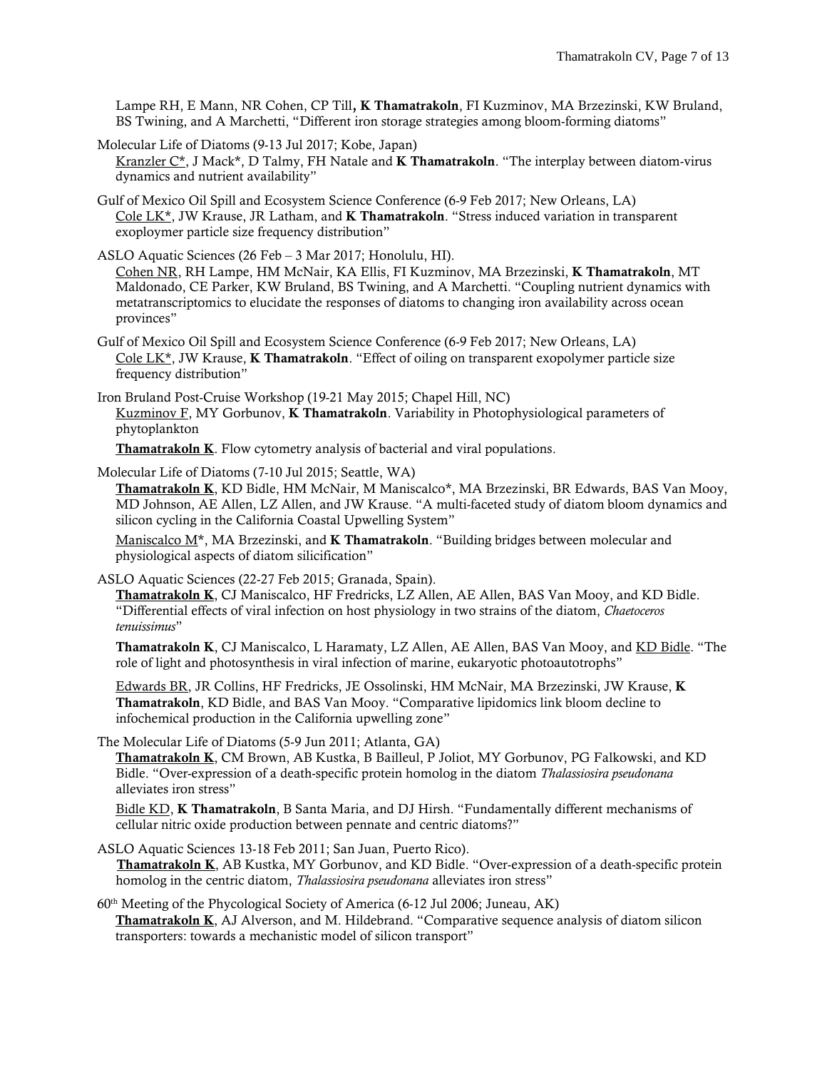Lampe RH, E Mann, NR Cohen, CP Till, **K Thamatrakoln**, FI Kuzminov, MA Brzezinski, KW Bruland, BS Twining, and A Marchetti, "Different iron storage strategies among bloom-forming diatoms"

Molecular Life of Diatoms (9-13 Jul 2017; Kobe, Japan)
Kranzler C*, J Mack*, D Talmy, FH Natale and **K Thamatrakoln**. "The interplay between diatom-virus dynamics and nutrient availability"

Gulf of Mexico Oil Spill and Ecosystem Science Conference (6-9 Feb 2017; New Orleans, LA)
Cole LK*, JW Krause, JR Latham, and **K Thamatrakoln**. "Stress induced variation in transparent exopoly­mer particle size frequency distribution"

ASLO Aquatic Sciences (26 Feb – 3 Mar 2017; Honolulu, HI).
Cohen NR, RH Lampe, HM McNair, KA Ellis, FI Kuzminov, MA Brzezinski, **K Thamatrakoln**, MT Maldonado, CE Parker, KW Bruland, BS Twining, and A Marchetti. "Coupling nutrient dynamics with metatranscriptomics to elucidate the responses of diatoms to changing iron availability across ocean provinces"

Gulf of Mexico Oil Spill and Ecosystem Science Conference (6-9 Feb 2017; New Orleans, LA)
Cole LK*, JW Krause, **K Thamatrakoln**. "Effect of oiling on transparent exopolymer particle size frequency distribution"

Iron Bruland Post-Cruise Workshop (19-21 May 2015; Chapel Hill, NC)
Kuzminov F, MY Gorbunov, **K Thamatrakoln**. Variability in Photophysiological parameters of phytoplankton

**Thamatrakoln K**. Flow cytometry analysis of bacterial and viral populations.

Molecular Life of Diatoms (7-10 Jul 2015; Seattle, WA)
**Thamatrakoln K**, KD Bidle, HM McNair, M Maniscalco*, MA Brzezinski, BR Edwards, BAS Van Mooy, MD Johnson, AE Allen, LZ Allen, and JW Krause. "A multi-faceted study of diatom bloom dynamics and silicon cycling in the California Coastal Upwelling System"

Maniscalco M*, MA Brzezinski, and **K Thamatrakoln**. "Building bridges between molecular and physiological aspects of diatom silicification"

ASLO Aquatic Sciences (22-27 Feb 2015; Granada, Spain).
**Thamatrakoln K**, CJ Maniscalco, HF Fredricks, LZ Allen, AE Allen, BAS Van Mooy, and KD Bidle. "Differential effects of viral infection on host physiology in two strains of the diatom, *Chaetoceros tenuissimus*"

**Thamatrakoln K**, CJ Maniscalco, L Haramaty, LZ Allen, AE Allen, BAS Van Mooy, and KD Bidle. "The role of light and photosynthesis in viral infection of marine, eukaryotic photoautotrophs"

Edwards BR, JR Collins, HF Fredricks, JE Ossolinski, HM McNair, MA Brzezinski, JW Krause, **K Thamatrakoln**, KD Bidle, and BAS Van Mooy. "Comparative lipidomics link bloom decline to infochemical production in the California upwelling zone"

The Molecular Life of Diatoms (5-9 Jun 2011; Atlanta, GA)
**Thamatrakoln K**, CM Brown, AB Kustka, B Bailleul, P Joliot, MY Gorbunov, PG Falkowski, and KD Bidle. "Over-expression of a death-specific protein homolog in the diatom *Thalassiosira pseudonana* alleviates iron stress"

Bidle KD, **K Thamatrakoln**, B Santa Maria, and DJ Hirsh. "Fundamentally different mechanisms of cellular nitric oxide production between pennate and centric diatoms?"

ASLO Aquatic Sciences 13-18 Feb 2011; San Juan, Puerto Rico).
**Thamatrakoln K**, AB Kustka, MY Gorbunov, and KD Bidle. "Over-expression of a death-specific protein homolog in the centric diatom, *Thalassiosira pseudonana* alleviates iron stress"

60th Meeting of the Phycological Society of America (6-12 Jul 2006; Juneau, AK)
**Thamatrakoln K**, AJ Alverson, and M. Hildebrand. "Comparative sequence analysis of diatom silicon transporters: towards a mechanistic model of silicon transport"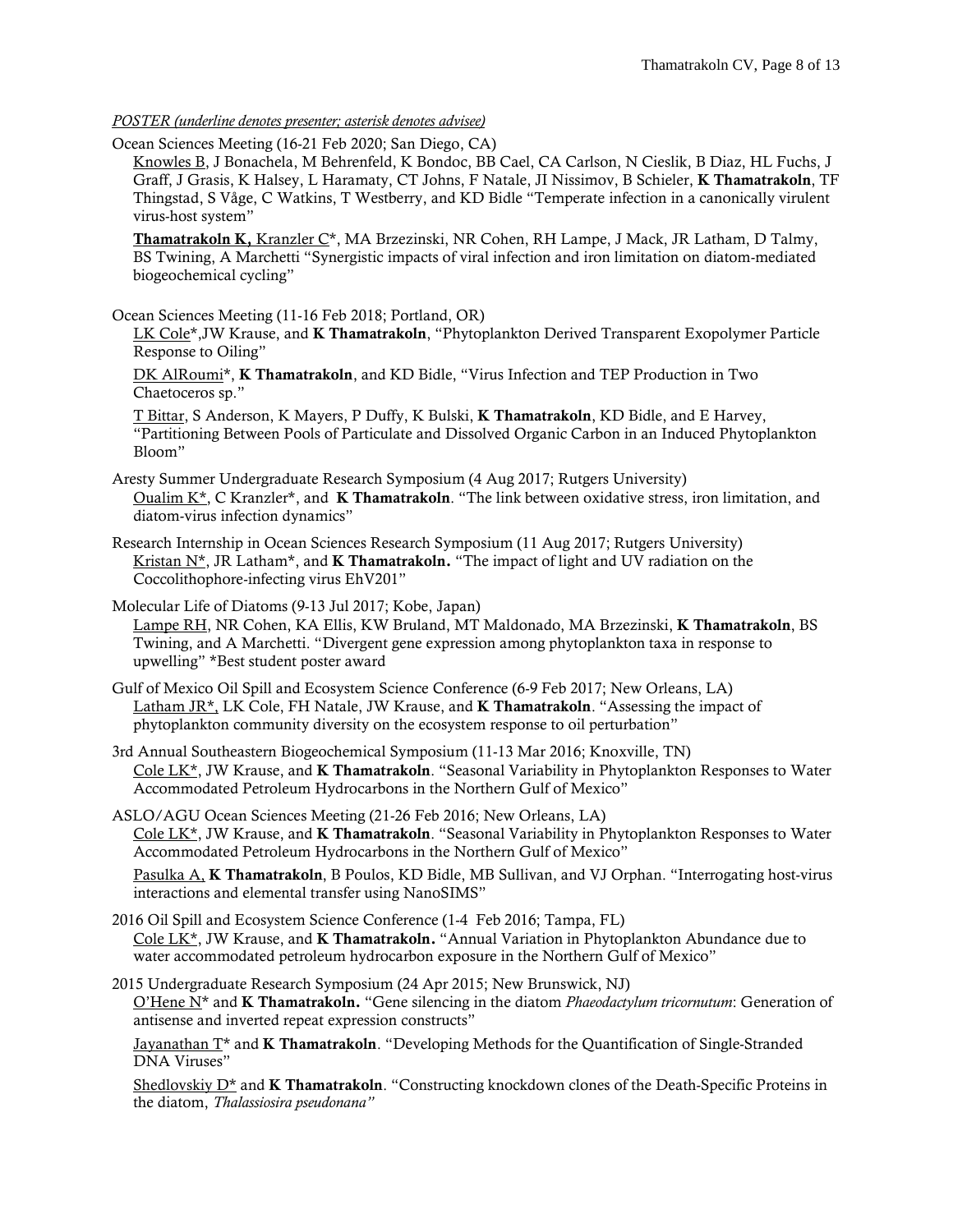*POSTER (underline denotes presenter; asterisk denotes advisee)*

Ocean Sciences Meeting (16-21 Feb 2020; San Diego, CA)

<u>Knowles B</u>, J Bonachela, M Behrenfeld, K Bondoc, BB Cael, CA Carlson, N Cieslik, B Diaz, HL Fuchs, J Graff, J Grasis, K Halsey, L Haramaty, CT Johns, F Natale, JI Nissimov, B Schieler, **K Thamatrakoln**, TF Thingstad, S Våge, C Watkins, T Westberry, and KD Bidle "Temperate infection in a canonically virulent virus-host system"

<u>**Thamatrakoln K,**</u> <u>Kranzler C</u>*, MA Brzezinski, NR Cohen, RH Lampe, J Mack, JR Latham, D Talmy, BS Twining, A Marchetti "Synergistic impacts of viral infection and iron limitation on diatom-mediated biogeochemical cycling"

Ocean Sciences Meeting (11-16 Feb 2018; Portland, OR)

<u>LK Cole</u>*,JW Krause, and **K Thamatrakoln**, "Phytoplankton Derived Transparent Exopolymer Particle Response to Oiling"

<u>DK AlRoumi</u>*, **K Thamatrakoln**, and KD Bidle, "Virus Infection and TEP Production in Two Chaetoceros sp."

<u>T Bittar</u>, S Anderson, K Mayers, P Duffy, K Bulski, **K Thamatrakoln**, KD Bidle, and E Harvey, "Partitioning Between Pools of Particulate and Dissolved Organic Carbon in an Induced Phytoplankton Bloom"

Aresty Summer Undergraduate Research Symposium (4 Aug 2017; Rutgers University)

<u>Oualim K</u>*, C Kranzler*, and **K Thamatrakoln**. "The link between oxidative stress, iron limitation, and diatom-virus infection dynamics"

Research Internship in Ocean Sciences Research Symposium (11 Aug 2017; Rutgers University)

<u>Kristan N</u>*, JR Latham*, and **K Thamatrakoln.** "The impact of light and UV radiation on the Coccolithophore-infecting virus EhV201"

Molecular Life of Diatoms (9-13 Jul 2017; Kobe, Japan)

<u>Lampe RH</u>, NR Cohen, KA Ellis, KW Bruland, MT Maldonado, MA Brzezinski, **K Thamatrakoln**, BS Twining, and A Marchetti. "Divergent gene expression among phytoplankton taxa in response to upwelling" *Best student poster award

Gulf of Mexico Oil Spill and Ecosystem Science Conference (6-9 Feb 2017; New Orleans, LA)

<u>Latham JR*,</u> LK Cole, FH Natale, JW Krause, and **K Thamatrakoln**. "Assessing the impact of phytoplankton community diversity on the ecosystem response to oil perturbation"

3rd Annual Southeastern Biogeochemical Symposium (11-13 Mar 2016; Knoxville, TN)

<u>Cole LK</u>*, JW Krause, and **K Thamatrakoln**. "Seasonal Variability in Phytoplankton Responses to Water Accommodated Petroleum Hydrocarbons in the Northern Gulf of Mexico"

ASLO/AGU Ocean Sciences Meeting (21-26 Feb 2016; New Orleans, LA)

<u>Cole LK</u>*, JW Krause, and **K Thamatrakoln**. "Seasonal Variability in Phytoplankton Responses to Water Accommodated Petroleum Hydrocarbons in the Northern Gulf of Mexico"

<u>Pasulka A,</u> **K Thamatrakoln**, B Poulos, KD Bidle, MB Sullivan, and VJ Orphan. "Interrogating host-virus interactions and elemental transfer using NanoSIMS"

2016 Oil Spill and Ecosystem Science Conference (1-4 Feb 2016; Tampa, FL)

<u>Cole LK</u>*, JW Krause, and **K Thamatrakoln.** "Annual Variation in Phytoplankton Abundance due to water accommodated petroleum hydrocarbon exposure in the Northern Gulf of Mexico"

2015 Undergraduate Research Symposium (24 Apr 2015; New Brunswick, NJ)

<u>O'Hene N</u>* and **K Thamatrakoln.** "Gene silencing in the diatom *Phaeodactylum tricornutum*: Generation of antisense and inverted repeat expression constructs"

<u>Jayanathan T</u>* and **K Thamatrakoln**. "Developing Methods for the Quantification of Single-Stranded DNA Viruses"

<u>Shedlovskiy D</u>* and **K Thamatrakoln**. "Constructing knockdown clones of the Death-Specific Proteins in the diatom, *Thalassiosira pseudonana"*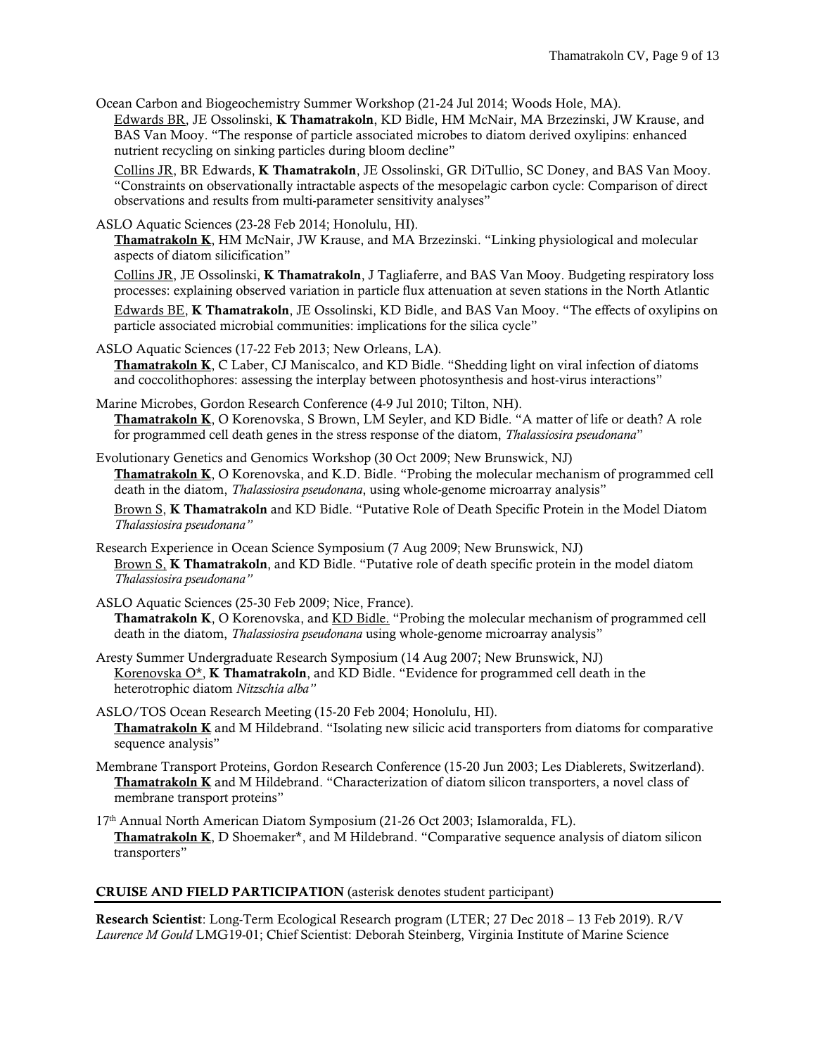Ocean Carbon and Biogeochemistry Summer Workshop (21-24 Jul 2014; Woods Hole, MA).
<u>Edwards BR</u>, JE Ossolinski, **K Thamatrakoln**, KD Bidle, HM McNair, MA Brzezinski, JW Krause, and BAS Van Mooy. "The response of particle associated microbes to diatom derived oxylipins: enhanced nutrient recycling on sinking particles during bloom decline"

<u>Collins JR</u>, BR Edwards, **K Thamatrakoln**, JE Ossolinski, GR DiTullio, SC Doney, and BAS Van Mooy. "Constraints on observationally intractable aspects of the mesopelagic carbon cycle: Comparison of direct observations and results from multi-parameter sensitivity analyses"

ASLO Aquatic Sciences (23-28 Feb 2014; Honolulu, HI).
**<u>Thamatrakoln K</u>**, HM McNair, JW Krause, and MA Brzezinski. "Linking physiological and molecular aspects of diatom silicification"

<u>Collins JR</u>, JE Ossolinski, **K Thamatrakoln**, J Tagliaferre, and BAS Van Mooy. Budgeting respiratory loss processes: explaining observed variation in particle flux attenuation at seven stations in the North Atlantic

<u>Edwards BE</u>, **K Thamatrakoln**, JE Ossolinski, KD Bidle, and BAS Van Mooy. "The effects of oxylipins on particle associated microbial communities: implications for the silica cycle"

ASLO Aquatic Sciences (17-22 Feb 2013; New Orleans, LA).
**<u>Thamatrakoln K</u>**, C Laber, CJ Maniscalco, and KD Bidle. "Shedding light on viral infection of diatoms and coccolithophores: assessing the interplay between photosynthesis and host-virus interactions"

Marine Microbes, Gordon Research Conference (4-9 Jul 2010; Tilton, NH).
**<u>Thamatrakoln K</u>**, O Korenovska, S Brown, LM Seyler, and KD Bidle. "A matter of life or death? A role for programmed cell death genes in the stress response of the diatom, *Thalassiosira pseudonana*"

Evolutionary Genetics and Genomics Workshop (30 Oct 2009; New Brunswick, NJ)
**<u>Thamatrakoln K</u>**, O Korenovska, and K.D. Bidle. "Probing the molecular mechanism of programmed cell death in the diatom, *Thalassiosira pseudonana*, using whole-genome microarray analysis"

<u>Brown S</u>, **K Thamatrakoln** and KD Bidle. "Putative Role of Death Specific Protein in the Model Diatom *Thalassiosira pseudonana"*

Research Experience in Ocean Science Symposium (7 Aug 2009; New Brunswick, NJ)
<u>Brown S,</u> **K Thamatrakoln**, and KD Bidle. "Putative role of death specific protein in the model diatom *Thalassiosira pseudonana"*

ASLO Aquatic Sciences (25-30 Feb 2009; Nice, France).
**Thamatrakoln K**, O Korenovska, and <u>KD Bidle.</u> "Probing the molecular mechanism of programmed cell death in the diatom, *Thalassiosira pseudonana* using whole-genome microarray analysis"

Aresty Summer Undergraduate Research Symposium (14 Aug 2007; New Brunswick, NJ)
<u>Korenovska O*</u>, **K Thamatrakoln**, and KD Bidle. "Evidence for programmed cell death in the heterotrophic diatom *Nitzschia alba"*

ASLO/TOS Ocean Research Meeting (15-20 Feb 2004; Honolulu, HI).
**<u>Thamatrakoln K</u>** and M Hildebrand. "Isolating new silicic acid transporters from diatoms for comparative sequence analysis"

Membrane Transport Proteins, Gordon Research Conference (15-20 Jun 2003; Les Diablerets, Switzerland).
**<u>Thamatrakoln K</u>** and M Hildebrand. "Characterization of diatom silicon transporters, a novel class of membrane transport proteins"

17th Annual North American Diatom Symposium (21-26 Oct 2003; Islamoralda, FL).
**<u>Thamatrakoln K</u>**, D Shoemaker*, and M Hildebrand. "Comparative sequence analysis of diatom silicon transporters"

## CRUISE AND FIELD PARTICIPATION (asterisk denotes student participant)

**Research Scientist**: Long-Term Ecological Research program (LTER; 27 Dec 2018 – 13 Feb 2019). R/V *Laurence M Gould* LMG19-01; Chief Scientist: Deborah Steinberg, Virginia Institute of Marine Science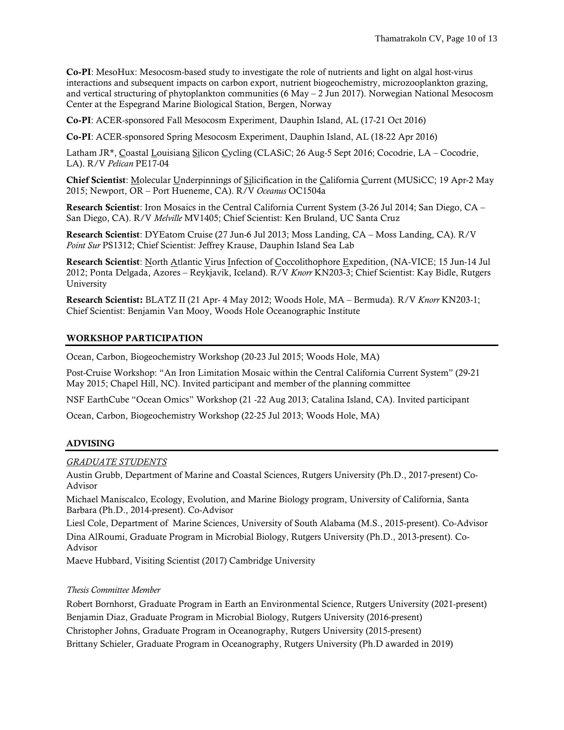**Co-PI**: MesoHux: Mesocosm-based study to investigate the role of nutrients and light on algal host-virus interactions and subsequent impacts on carbon export, nutrient biogeochemistry, microzooplankton grazing, and vertical structuring of phytoplankton communities (6 May – 2 Jun 2017). Norwegian National Mesocosm Center at the Espegrand Marine Biological Station, Bergen, Norway

**Co-PI**: ACER-sponsored Fall Mesocosm Experiment, Dauphin Island, AL (17-21 Oct 2016)

**Co-PI**: ACER-sponsored Spring Mesocosm Experiment, Dauphin Island, AL (18-22 Apr 2016)

Latham JR*, Coastal Louisiana Silicon Cycling (CLASiC; 26 Aug-5 Sept 2016; Cocodrie, LA – Cocodrie, LA). R/V *Pelican* PE17-04

**Chief Scientist**: Molecular Underpinnings of Silicification in the California Current (MUSiCC; 19 Apr-2 May 2015; Newport, OR – Port Hueneme, CA). R/V *Oceanus* OC1504a

**Research Scientist**: Iron Mosaics in the Central California Current System (3-26 Jul 2014; San Diego, CA – San Diego, CA). R/V *Melville* MV1405; Chief Scientist: Ken Bruland, UC Santa Cruz

**Research Scientist**: DYEatom Cruise (27 Jun-6 Jul 2013; Moss Landing, CA – Moss Landing, CA). R/V *Point Sur* PS1312; Chief Scientist: Jeffrey Krause, Dauphin Island Sea Lab

**Research Scientist**: North Atlantic Virus Infection of Coccolithophore Expedition, (NA-VICE; 15 Jun-14 Jul 2012; Ponta Delgada, Azores – Reykjavik, Iceland). R/V *Knorr* KN203-3; Chief Scientist: Kay Bidle, Rutgers University

**Research Scientist:** BLATZ II (21 Apr- 4 May 2012; Woods Hole, MA – Bermuda). R/V *Knorr* KN203-1; Chief Scientist: Benjamin Van Mooy, Woods Hole Oceanographic Institute

## WORKSHOP PARTICIPATION

Ocean, Carbon, Biogeochemistry Workshop (20-23 Jul 2015; Woods Hole, MA)

Post-Cruise Workshop: "An Iron Limitation Mosaic within the Central California Current System" (29-21 May 2015; Chapel Hill, NC). Invited participant and member of the planning committee

NSF EarthCube "Ocean Omics" Workshop (21 -22 Aug 2013; Catalina Island, CA). Invited participant

Ocean, Carbon, Biogeochemistry Workshop (22-25 Jul 2013; Woods Hole, MA)

## ADVISING

*GRADUATE STUDENTS*

Austin Grubb, Department of Marine and Coastal Sciences, Rutgers University (Ph.D., 2017-present) Co-Advisor

Michael Maniscalco, Ecology, Evolution, and Marine Biology program, University of California, Santa Barbara (Ph.D., 2014-present). Co-Advisor

Liesl Cole, Department of Marine Sciences, University of South Alabama (M.S., 2015-present). Co-Advisor

Dina AlRoumi, Graduate Program in Microbial Biology, Rutgers University (Ph.D., 2013-present). Co-Advisor

Maeve Hubbard, Visiting Scientist (2017) Cambridge University

*Thesis Committee Member*

Robert Bornhorst, Graduate Program in Earth an Environmental Science, Rutgers University (2021-present)

Benjamin Diaz, Graduate Program in Microbial Biology, Rutgers University (2016-present)

Christopher Johns, Graduate Program in Oceanography, Rutgers University (2015-present)

Brittany Schieler, Graduate Program in Oceanography, Rutgers University (Ph.D awarded in 2019)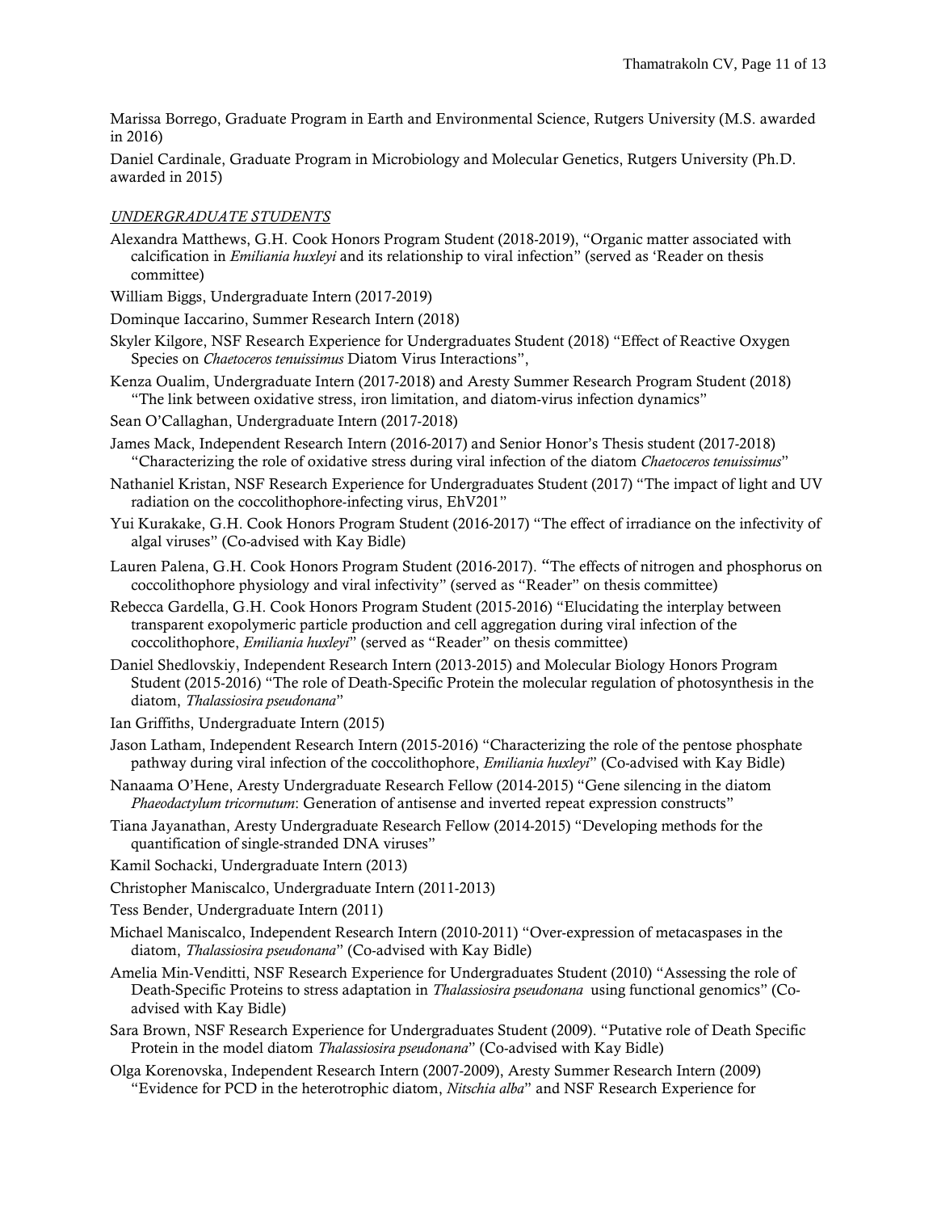Marissa Borrego, Graduate Program in Earth and Environmental Science, Rutgers University (M.S. awarded in 2016)

Daniel Cardinale, Graduate Program in Microbiology and Molecular Genetics, Rutgers University (Ph.D. awarded in 2015)

*UNDERGRADUATE STUDENTS*

Alexandra Matthews, G.H. Cook Honors Program Student (2018-2019), "Organic matter associated with calcification in *Emiliania huxleyi* and its relationship to viral infection" (served as 'Reader on thesis committee)

William Biggs, Undergraduate Intern (2017-2019)

Dominque Iaccarino, Summer Research Intern (2018)

Skyler Kilgore, NSF Research Experience for Undergraduates Student (2018) "Effect of Reactive Oxygen Species on *Chaetoceros tenuissimus* Diatom Virus Interactions",

Kenza Oualim, Undergraduate Intern (2017-2018) and Aresty Summer Research Program Student (2018) "The link between oxidative stress, iron limitation, and diatom-virus infection dynamics"

Sean O'Callaghan, Undergraduate Intern (2017-2018)

James Mack, Independent Research Intern (2016-2017) and Senior Honor's Thesis student (2017-2018) "Characterizing the role of oxidative stress during viral infection of the diatom *Chaetoceros tenuissimus*"

Nathaniel Kristan, NSF Research Experience for Undergraduates Student (2017) "The impact of light and UV radiation on the coccolithophore-infecting virus, EhV201"

Yui Kurakake, G.H. Cook Honors Program Student (2016-2017) "The effect of irradiance on the infectivity of algal viruses" (Co-advised with Kay Bidle)

Lauren Palena, G.H. Cook Honors Program Student (2016-2017). "The effects of nitrogen and phosphorus on coccolithophore physiology and viral infectivity" (served as "Reader" on thesis committee)

Rebecca Gardella, G.H. Cook Honors Program Student (2015-2016) "Elucidating the interplay between transparent exopolymeric particle production and cell aggregation during viral infection of the coccolithophore, *Emiliania huxleyi*" (served as "Reader" on thesis committee)

Daniel Shedlovskiy, Independent Research Intern (2013-2015) and Molecular Biology Honors Program Student (2015-2016) "The role of Death-Specific Protein the molecular regulation of photosynthesis in the diatom, *Thalassiosira pseudonana*"

Ian Griffiths, Undergraduate Intern (2015)

Jason Latham, Independent Research Intern (2015-2016) "Characterizing the role of the pentose phosphate pathway during viral infection of the coccolithophore, *Emiliania huxleyi*" (Co-advised with Kay Bidle)

Nanaama O'Hene, Aresty Undergraduate Research Fellow (2014-2015) "Gene silencing in the diatom *Phaeodactylum tricornutum*: Generation of antisense and inverted repeat expression constructs"

Tiana Jayanathan, Aresty Undergraduate Research Fellow (2014-2015) "Developing methods for the quantification of single-stranded DNA viruses"

Kamil Sochacki, Undergraduate Intern (2013)

Christopher Maniscalco, Undergraduate Intern (2011-2013)

Tess Bender, Undergraduate Intern (2011)

Michael Maniscalco, Independent Research Intern (2010-2011) "Over-expression of metacaspases in the diatom, *Thalassiosira pseudonana*" (Co-advised with Kay Bidle)

Amelia Min-Venditti, NSF Research Experience for Undergraduates Student (2010) "Assessing the role of Death-Specific Proteins to stress adaptation in *Thalassiosira pseudonana* using functional genomics" (Co-advised with Kay Bidle)

Sara Brown, NSF Research Experience for Undergraduates Student (2009). "Putative role of Death Specific Protein in the model diatom *Thalassiosira pseudonana*" (Co-advised with Kay Bidle)

Olga Korenovska, Independent Research Intern (2007-2009), Aresty Summer Research Intern (2009) "Evidence for PCD in the heterotrophic diatom, *Nitschia alba*" and NSF Research Experience for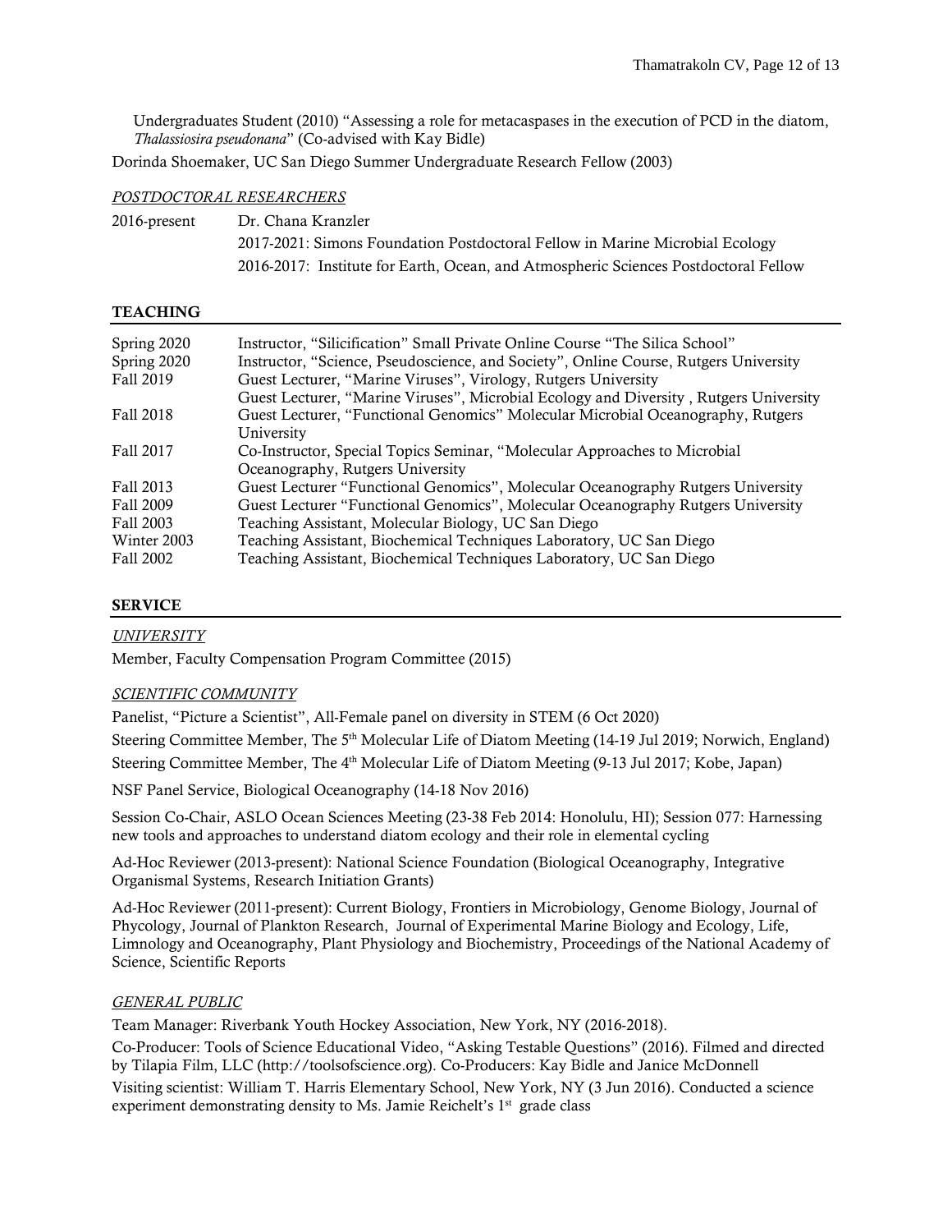Undergraduates Student (2010) "Assessing a role for metacaspases in the execution of PCD in the diatom, *Thalassiosira pseudonana*" (Co-advised with Kay Bidle)

Dorinda Shoemaker, UC San Diego Summer Undergraduate Research Fellow (2003)

*POSTDOCTORAL RESEARCHERS*

2016-present Dr. Chana Kranzler
2017-2021: Simons Foundation Postdoctoral Fellow in Marine Microbial Ecology
2016-2017: Institute for Earth, Ocean, and Atmospheric Sciences Postdoctoral Fellow

## TEACHING

| | |
|---|---|
| Spring 2020 | Instructor, "Silicification" Small Private Online Course "The Silica School" |
| Spring 2020 | Instructor, "Science, Pseudoscience, and Society", Online Course, Rutgers University |
| Fall 2019 | Guest Lecturer, "Marine Viruses", Virology, Rutgers University |
| | Guest Lecturer, "Marine Viruses", Microbial Ecology and Diversity , Rutgers University |
| Fall 2018 | Guest Lecturer, "Functional Genomics" Molecular Microbial Oceanography, Rutgers University |
| Fall 2017 | Co-Instructor, Special Topics Seminar, "Molecular Approaches to Microbial Oceanography, Rutgers University |
| Fall 2013 | Guest Lecturer "Functional Genomics", Molecular Oceanography Rutgers University |
| Fall 2009 | Guest Lecturer "Functional Genomics", Molecular Oceanography Rutgers University |
| Fall 2003 | Teaching Assistant, Molecular Biology, UC San Diego |
| Winter 2003 | Teaching Assistant, Biochemical Techniques Laboratory, UC San Diego |
| Fall 2002 | Teaching Assistant, Biochemical Techniques Laboratory, UC San Diego |

## SERVICE

*UNIVERSITY*

Member, Faculty Compensation Program Committee (2015)

*SCIENTIFIC COMMUNITY*

Panelist, "Picture a Scientist", All-Female panel on diversity in STEM (6 Oct 2020)

Steering Committee Member, The 5th Molecular Life of Diatom Meeting (14-19 Jul 2019; Norwich, England)

Steering Committee Member, The 4th Molecular Life of Diatom Meeting (9-13 Jul 2017; Kobe, Japan)

NSF Panel Service, Biological Oceanography (14-18 Nov 2016)

Session Co-Chair, ASLO Ocean Sciences Meeting (23-38 Feb 2014: Honolulu, HI); Session 077: Harnessing new tools and approaches to understand diatom ecology and their role in elemental cycling

Ad-Hoc Reviewer (2013-present): National Science Foundation (Biological Oceanography, Integrative Organismal Systems, Research Initiation Grants)

Ad-Hoc Reviewer (2011-present): Current Biology, Frontiers in Microbiology, Genome Biology, Journal of Phycology, Journal of Plankton Research, Journal of Experimental Marine Biology and Ecology, Life, Limnology and Oceanography, Plant Physiology and Biochemistry, Proceedings of the National Academy of Science, Scientific Reports

*GENERAL PUBLIC*

Team Manager: Riverbank Youth Hockey Association, New York, NY (2016-2018).

Co-Producer: Tools of Science Educational Video, "Asking Testable Questions" (2016). Filmed and directed by Tilapia Film, LLC (http://toolsofscience.org). Co-Producers: Kay Bidle and Janice McDonnell

Visiting scientist: William T. Harris Elementary School, New York, NY (3 Jun 2016). Conducted a science experiment demonstrating density to Ms. Jamie Reichelt's 1st grade class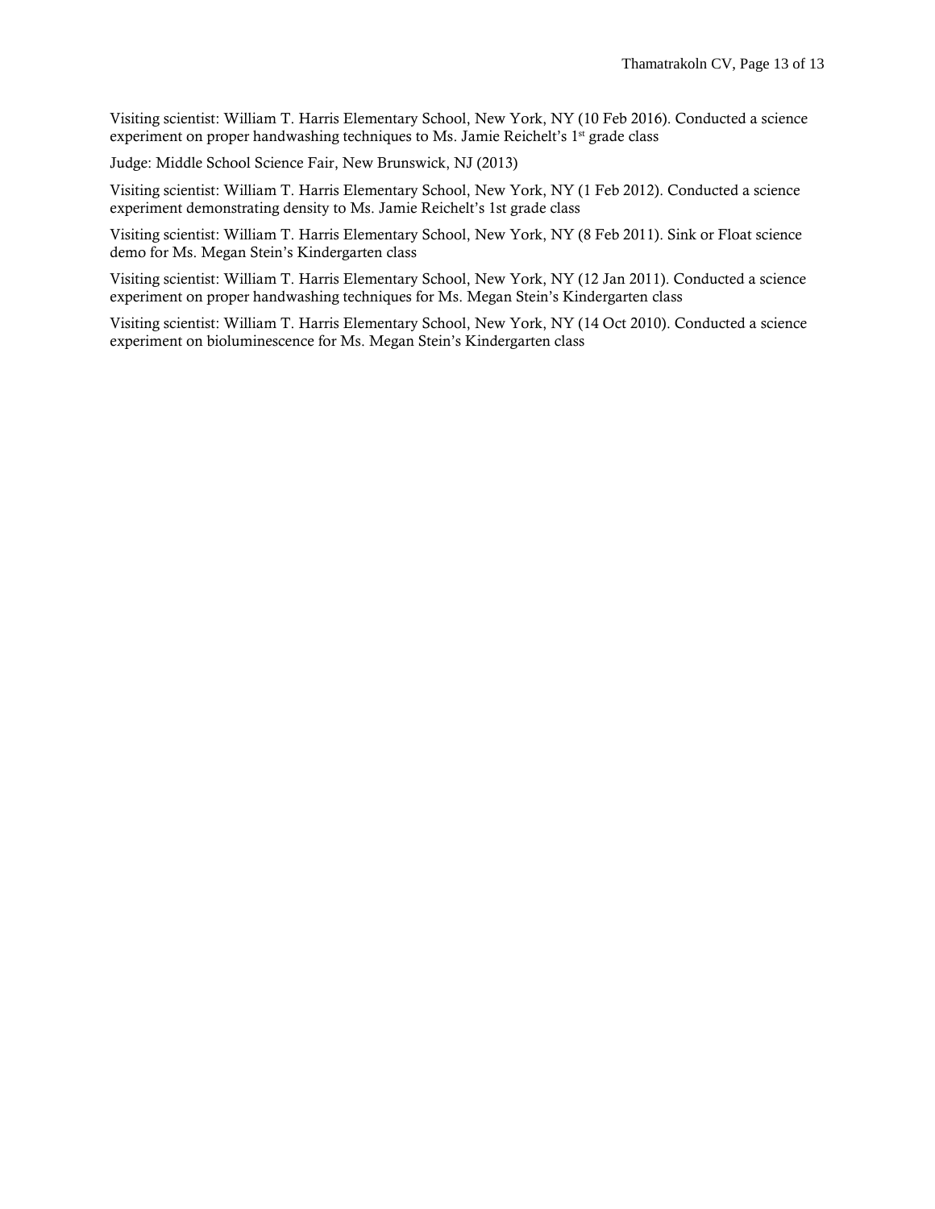Visiting scientist: William T. Harris Elementary School, New York, NY (10 Feb 2016). Conducted a science experiment on proper handwashing techniques to Ms. Jamie Reichelt's 1st grade class

Judge: Middle School Science Fair, New Brunswick, NJ (2013)

Visiting scientist: William T. Harris Elementary School, New York, NY (1 Feb 2012). Conducted a science experiment demonstrating density to Ms. Jamie Reichelt's 1st grade class

Visiting scientist: William T. Harris Elementary School, New York, NY (8 Feb 2011). Sink or Float science demo for Ms. Megan Stein's Kindergarten class

Visiting scientist: William T. Harris Elementary School, New York, NY (12 Jan 2011). Conducted a science experiment on proper handwashing techniques for Ms. Megan Stein's Kindergarten class

Visiting scientist: William T. Harris Elementary School, New York, NY (14 Oct 2010). Conducted a science experiment on bioluminescence for Ms. Megan Stein's Kindergarten class